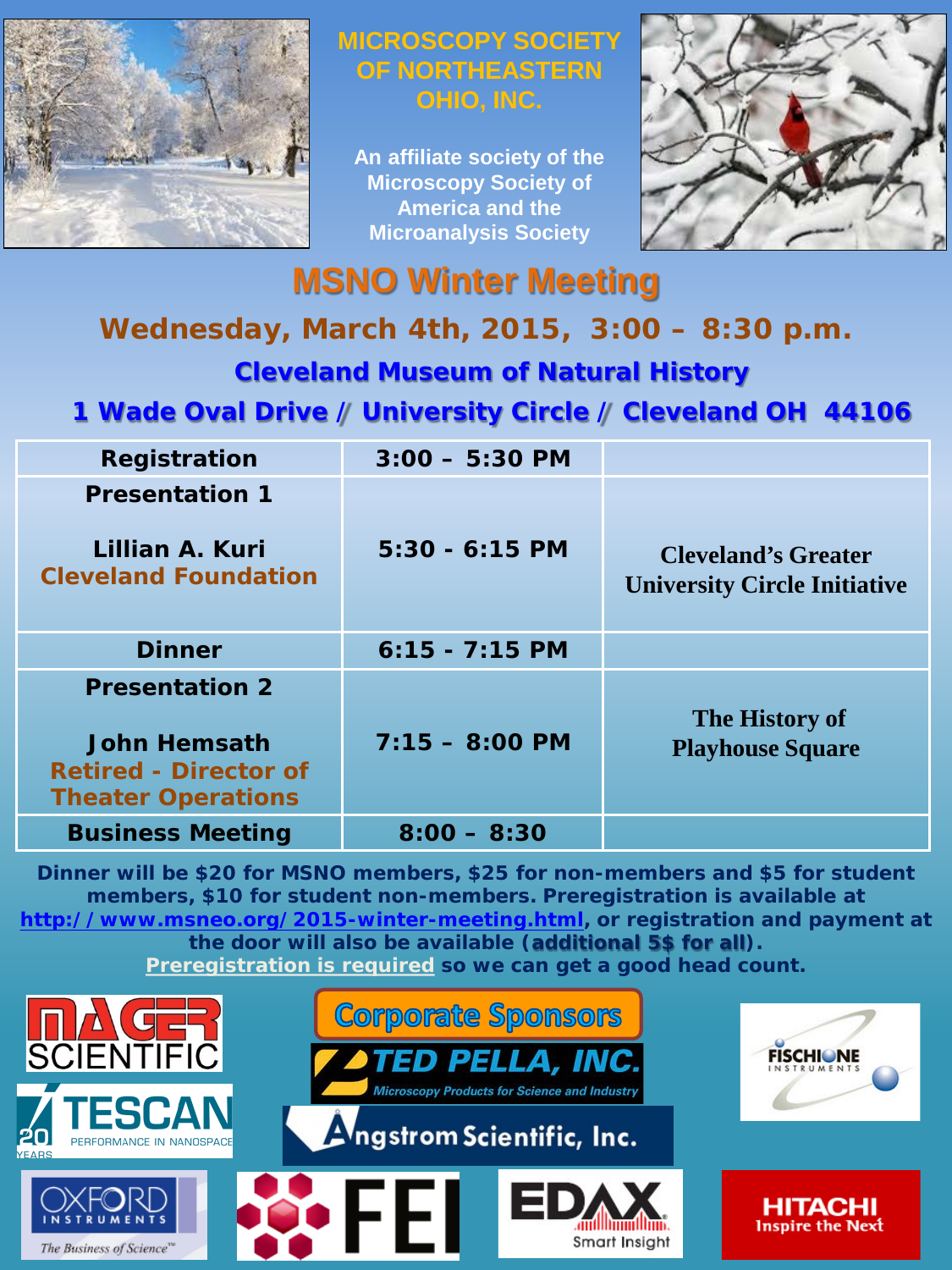# MICROSCOPY SOCIETY OF NORTHEASTERN OHIO, INC.

An affiliate society of the Microscopy Society of America and the Microanalysis Society

# MSNO Winter Meeting

## Wednesday, March 4th, 2015, 3:00 – 8:30 p.m.

### Cleveland Museum of Natural History

### 1 Wade Oval Drive / University Circle / Cleveland OH 44106

| | | |
|---|---|---|
| **Registration** | **3:00 – 5:30 PM** | |
| **Presentation 1**<br><br>**Lillian A. Kuri**<br>**Cleveland Foundation** | **5:30 - 6:15 PM** | **Cleveland's Greater University Circle Initiative** |
| **Dinner** | **6:15 - 7:15 PM** | |
| **Presentation 2**<br><br>**John Hemsath**<br>**Retired - Director of Theater Operations** | **7:15 – 8:00 PM** | **The History of Playhouse Square** |
| **Business Meeting** | **8:00 – 8:30** | |

**Dinner will be $20 for MSNO members, $25 for non-members and $5 for student members, $10 for student non-members. Preregistration is available at [http://www.msneo.org/2015-winter-meeting.html](http://www.msneo.org/2015-winter-meeting.html), or registration and payment at the door will also be available (additional 5$ for all).**
**Preregistration is required so we can get a good head count.**

**Corporate Sponsors**

MAGER SCIENTIFIC

TED PELLA, INC. Microscopy Products for Science and Industry

FISCHIONE INSTRUMENTS

TESCAN 20 YEARS PERFORMANCE IN NANOSPACE

Angstrom Scientific, Inc.

OXFORD INSTRUMENTS The Business of Science

FEI

EDAX Smart Insight

HITACHI Inspire the Next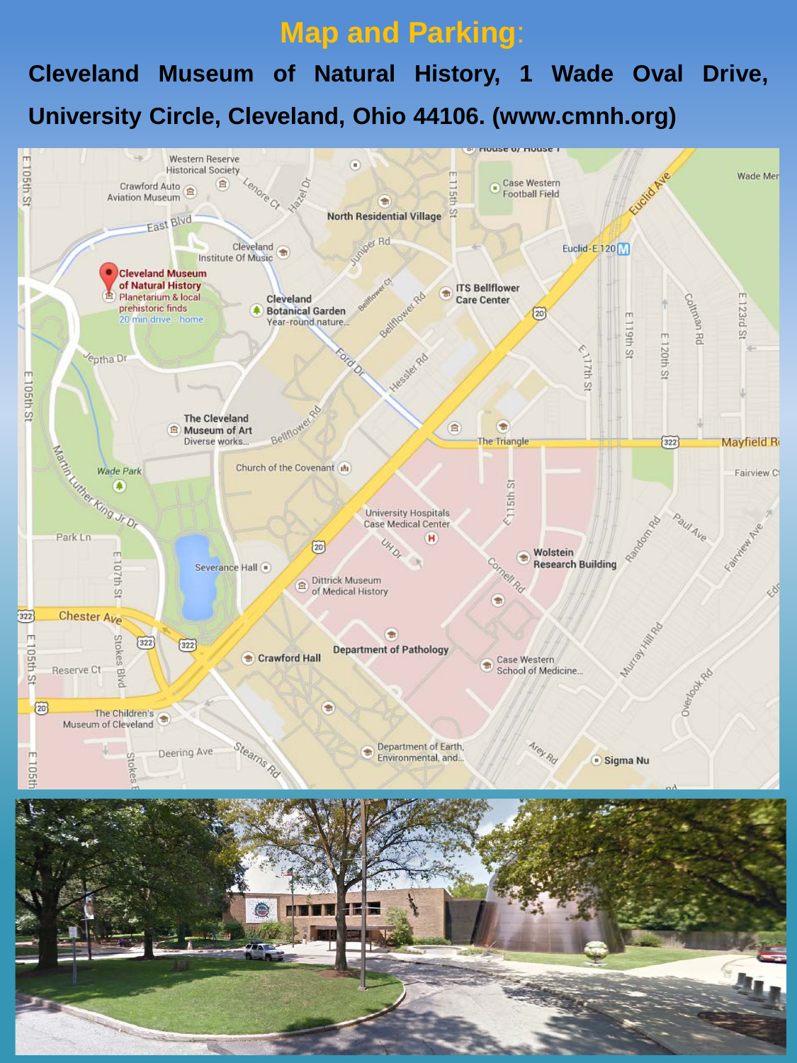# Map and Parking:

**Cleveland Museum of Natural History, 1 Wade Oval Drive, University Circle, Cleveland, Ohio 44106. (www.cmnh.org)**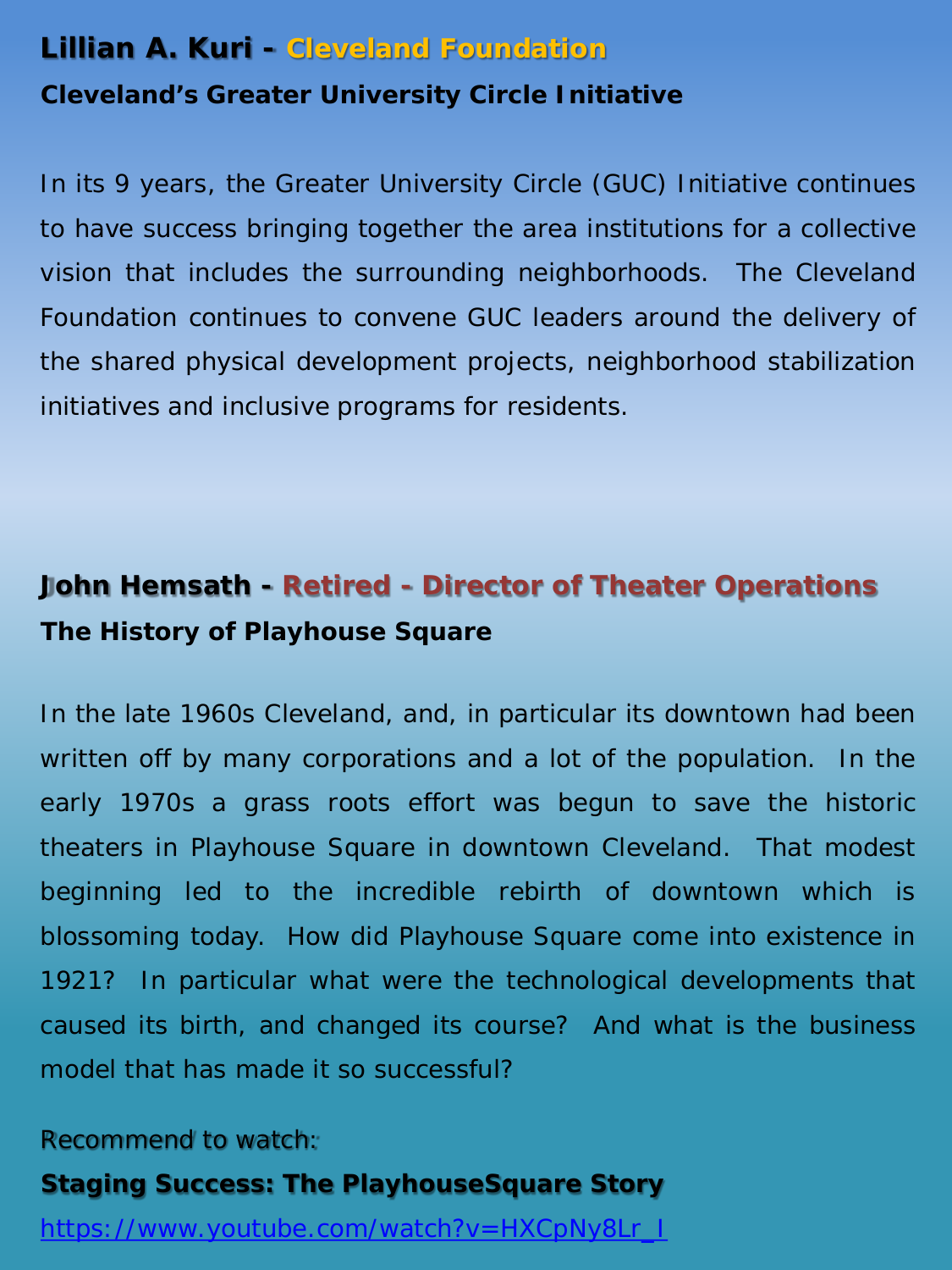## Lillian A. Kuri - Cleveland Foundation

**Cleveland's Greater University Circle Initiative**

In its 9 years, the Greater University Circle (GUC) Initiative continues to have success bringing together the area institutions for a collective vision that includes the surrounding neighborhoods. The Cleveland Foundation continues to convene GUC leaders around the delivery of the shared physical development projects, neighborhood stabilization initiatives and inclusive programs for residents.

## John Hemsath - Retired - Director of Theater Operations

**The History of Playhouse Square**

In the late 1960s Cleveland, and, in particular its downtown had been written off by many corporations and a lot of the population. In the early 1970s a grass roots effort was begun to save the historic theaters in Playhouse Square in downtown Cleveland. That modest beginning led to the incredible rebirth of downtown which is blossoming today. How did Playhouse Square come into existence in 1921? In particular what were the technological developments that caused its birth, and changed its course? And what is the business model that has made it so successful?

Recommend to watch:

**Staging Success: The PlayhouseSquare Story**

https://www.youtube.com/watch?v=HXCpNy8Lr_I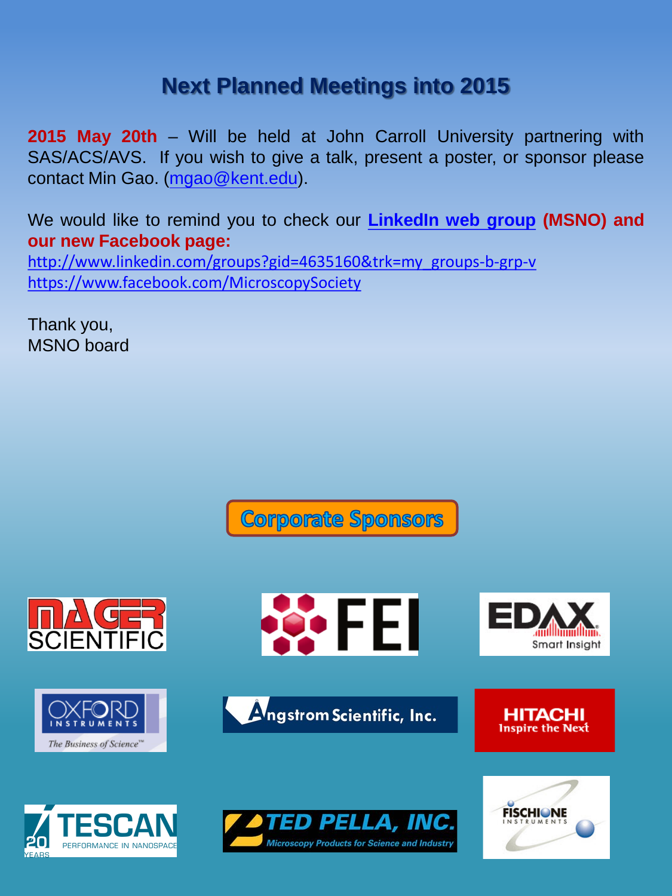## Next Planned Meetings into 2015

**2015 May 20th** – Will be held at John Carroll University partnering with SAS/ACS/AVS. If you wish to give a talk, present a poster, or sponsor please contact Min Gao. (mgao@kent.edu).

We would like to remind you to check our **LinkedIn web group (MSNO) and our new Facebook page:**

http://www.linkedin.com/groups?gid=4635160&trk=my_groups-b-grp-v

https://www.facebook.com/MicroscopySociety

Thank you,
MSNO board

**Corporate Sponsors**

MAGER SCIENTIFIC

FEI

EDAX Smart Insight

OXFORD INSTRUMENTS The Business of Science™

Angstrom Scientific, Inc.

HITACHI Inspire the Next

TESCAN 20 YEARS PERFORMANCE IN NANOSPACE

TED PELLA, INC. Microscopy Products for Science and Industry

FISCHIONE INSTRUMENTS